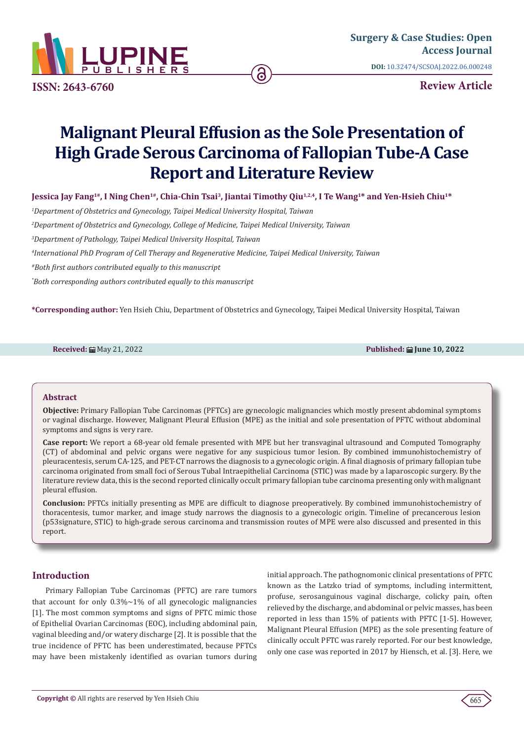ISSN: 2643-6760

Surgery & Case Studies: Open Access Journal

DOI: 10.32474/SCSOAJ.2022.06.000248

Review Article

# Malignant Pleural Effusion as the Sole Presentation of High Grade Serous Carcinoma of Fallopian Tube-A Case Report and Literature Review

**Jessica Jay Fang[1#], I Ning Chen[1#], Chia-Chin Tsai[3], Jiantai Timothy Qiu[1,2,4], I Te Wang[1]* and Yen-Hsieh Chiu[1]***

*[1]Department of Obstetrics and Gynecology, Taipei Medical University Hospital, Taiwan*

*[2]Department of Obstetrics and Gynecology, College of Medicine, Taipei Medical University, Taiwan*

*[3]Department of Pathology, Taipei Medical University Hospital, Taiwan*

*[4]International PhD Program of Cell Therapy and Regenerative Medicine, Taipei Medical University, Taiwan*

*[#]Both first authors contributed equally to this manuscript*

*[*]Both corresponding authors contributed equally to this manuscript*

**\*Corresponding author:** Yen Hsieh Chiu, Department of Obstetrics and Gynecology, Taipei Medical University Hospital, Taiwan

**Received:** May 21, 2022 **Published:** **June 10, 2022**

## Abstract

**Objective:** Primary Fallopian Tube Carcinomas (PFTCs) are gynecologic malignancies which mostly present abdominal symptoms or vaginal discharge. However, Malignant Pleural Effusion (MPE) as the initial and sole presentation of PFTC without abdominal symptoms and signs is very rare.

**Case report:** We report a 68-year old female presented with MPE but her transvaginal ultrasound and Computed Tomography (CT) of abdominal and pelvic organs were negative for any suspicious tumor lesion. By combined immunohistochemistry of pleuracentesis, serum CA-125, and PET-CT narrows the diagnosis to a gynecologic origin. A final diagnosis of primary fallopian tube carcinoma originated from small foci of Serous Tubal Intraepithelial Carcinoma (STIC) was made by a laparoscopic surgery. By the literature review data, this is the second reported clinically occult primary fallopian tube carcinoma presenting only with malignant pleural effusion.

**Conclusion:** PFTCs initially presenting as MPE are difficult to diagnose preoperatively. By combined immunohistochemistry of thoracentesis, tumor marker, and image study narrows the diagnosis to a gynecologic origin. Timeline of precancerous lesion (p53signature, STIC) to high-grade serous carcinoma and transmission routes of MPE were also discussed and presented in this report.

## Introduction

Primary Fallopian Tube Carcinomas (PFTC) are rare tumors that account for only 0.3%~1% of all gynecologic malignancies [1]. The most common symptoms and signs of PFTC mimic those of Epithelial Ovarian Carcinomas (EOC), including abdominal pain, vaginal bleeding and/or watery discharge [2]. It is possible that the true incidence of PFTC has been underestimated, because PFTCs may have been mistakenly identified as ovarian tumors during initial approach. The pathognomonic clinical presentations of PFTC known as the Latzko triad of symptoms, including intermittent, profuse, serosanguinous vaginal discharge, colicky pain, often relieved by the discharge, and abdominal or pelvic masses, has been reported in less than 15% of patients with PFTC [1-5]. However, Malignant Pleural Effusion (MPE) as the sole presenting feature of clinically occult PFTC was rarely reported. For our best knowledge, only one case was reported in 2017 by Hiensch, et al. [3]. Here, we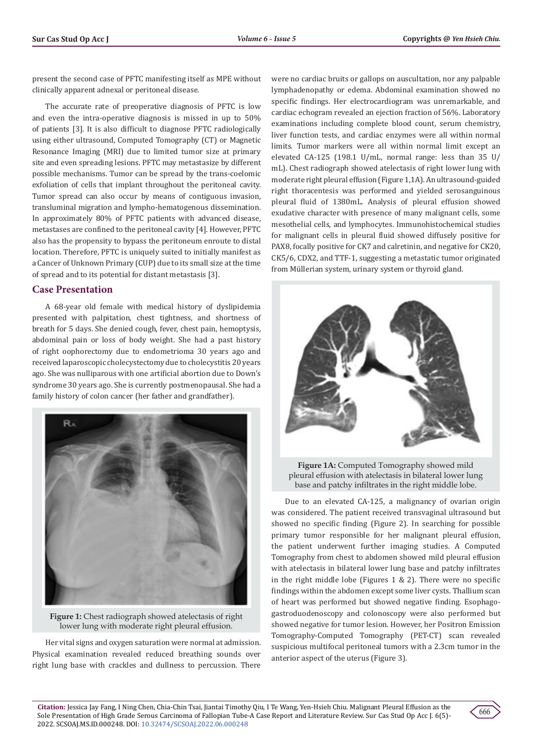present the second case of PFTC manifesting itself as MPE without clinically apparent adnexal or peritoneal disease.

The accurate rate of preoperative diagnosis of PFTC is low and even the intra-operative diagnosis is missed in up to 50% of patients [3]. It is also difficult to diagnose PFTC radiologically using either ultrasound, Computed Tomography (CT) or Magnetic Resonance Imaging (MRI) due to limited tumor size at primary site and even spreading lesions. PFTC may metastasize by different possible mechanisms. Tumor can be spread by the trans-coelomic exfoliation of cells that implant throughout the peritoneal cavity. Tumor spread can also occur by means of contiguous invasion, transluminal migration and lympho-hematogenous dissemination. In approximately 80% of PFTC patients with advanced disease, metastases are confined to the peritoneal cavity [4]. However, PFTC also has the propensity to bypass the peritoneum enroute to distal location. Therefore, PFTC is uniquely suited to initially manifest as a Cancer of Unknown Primary (CUP) due to its small size at the time of spread and to its potential for distant metastasis [3].

## Case Presentation

A 68-year old female with medical history of dyslipidemia presented with palpitation, chest tightness, and shortness of breath for 5 days. She denied cough, fever, chest pain, hemoptysis, abdominal pain or loss of body weight. She had a past history of right oophorectomy due to endometrioma 30 years ago and received laparoscopic cholecystectomy due to cholecystitis 20 years ago. She was nulliparous with one artificial abortion due to Down's syndrome 30 years ago. She is currently postmenopausal. She had a family history of colon cancer (her father and grandfather).

**Figure 1:** Chest radiograph showed atelectasis of right lower lung with moderate right pleural effusion.

Her vital signs and oxygen saturation were normal at admission. Physical examination revealed reduced breathing sounds over right lung base with crackles and dullness to percussion. There were no cardiac bruits or gallops on auscultation, nor any palpable lymphadenopathy or edema. Abdominal examination showed no specific findings. Her electrocardiogram was unremarkable, and cardiac echogram revealed an ejection fraction of 56%. Laboratory examinations including complete blood count, serum chemistry, liver function tests, and cardiac enzymes were all within normal limits. Tumor markers were all within normal limit except an elevated CA-125 (198.1 U/mL, normal range: less than 35 U/mL). Chest radiograph showed atelectasis of right lower lung with moderate right pleural effusion (Figure 1,1A). An ultrasound-guided right thoracentesis was performed and yielded serosanguinous pleural fluid of 1380mL. Analysis of pleural effusion showed exudative character with presence of many malignant cells, some mesothelial cells, and lymphocytes. Immunohistochemical studies for malignant cells in pleural fluid showed diffusely positive for PAX8, focally positive for CK7 and calretinin, and negative for CK20, CK5/6, CDX2, and TTF-1, suggesting a metastatic tumor originated from Müllerian system, urinary system or thyroid gland.

**Figure 1A:** Computed Tomography showed mild pleural effusion with atelectasis in bilateral lower lung base and patchy infiltrates in the right middle lobe.

Due to an elevated CA-125, a malignancy of ovarian origin was considered. The patient received transvaginal ultrasound but showed no specific findings (Figure 2). In searching for possible primary tumor responsible for her malignant pleural effusion, the patient underwent further imaging studies. A Computed Tomography from chest to abdomen showed mild pleural effusion with atelectasis in bilateral lower lung base and patchy infiltrates in the right middle lobe (Figures 1 & 2). There were no specific findings within the abdomen except some liver cysts. Thallium scan of heart was performed but showed negative finding. Esophago-gastroduodenoscopy and colonoscopy were also performed but showed negative for tumor lesion. However, her Positron Emission Tomography-Computed Tomography (PET-CT) scan revealed suspicious multifocal peritoneal tumors with a 2.3cm tumor in the anterior aspect of the uterus (Figure 3).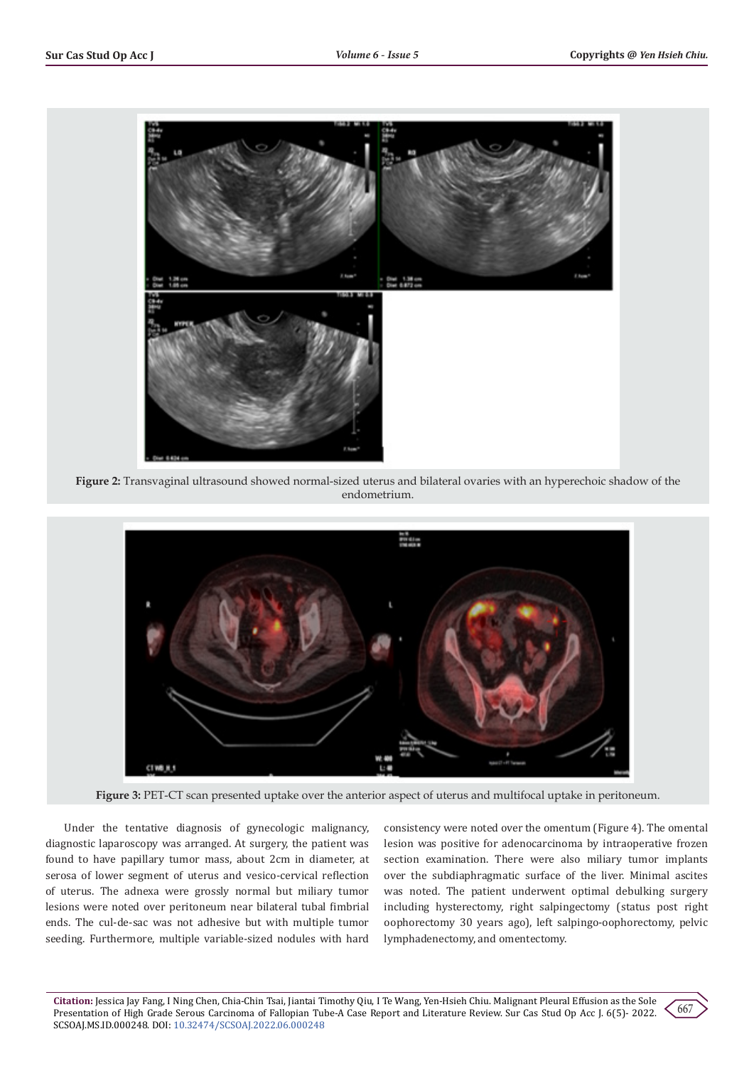**Figure 2:** Transvaginal ultrasound showed normal-sized uterus and bilateral ovaries with an hyperechoic shadow of the endometrium.

**Figure 3:** PET-CT scan presented uptake over the anterior aspect of uterus and multifocal uptake in peritoneum.

Under the tentative diagnosis of gynecologic malignancy, diagnostic laparoscopy was arranged. At surgery, the patient was found to have papillary tumor mass, about 2cm in diameter, at serosa of lower segment of uterus and vesico-cervical reflection of uterus. The adnexa were grossly normal but miliary tumor lesions were noted over peritoneum near bilateral tubal fimbrial ends. The cul-de-sac was not adhesive but with multiple tumor seeding. Furthermore, multiple variable-sized nodules with hard consistency were noted over the omentum (Figure 4). The omental lesion was positive for adenocarcinoma by intraoperative frozen section examination. There were also miliary tumor implants over the subdiaphragmatic surface of the liver. Minimal ascites was noted. The patient underwent optimal debulking surgery including hysterectomy, right salpingectomy (status post right oophorectomy 30 years ago), left salpingo-oophorectomy, pelvic lymphadenectomy, and omentectomy.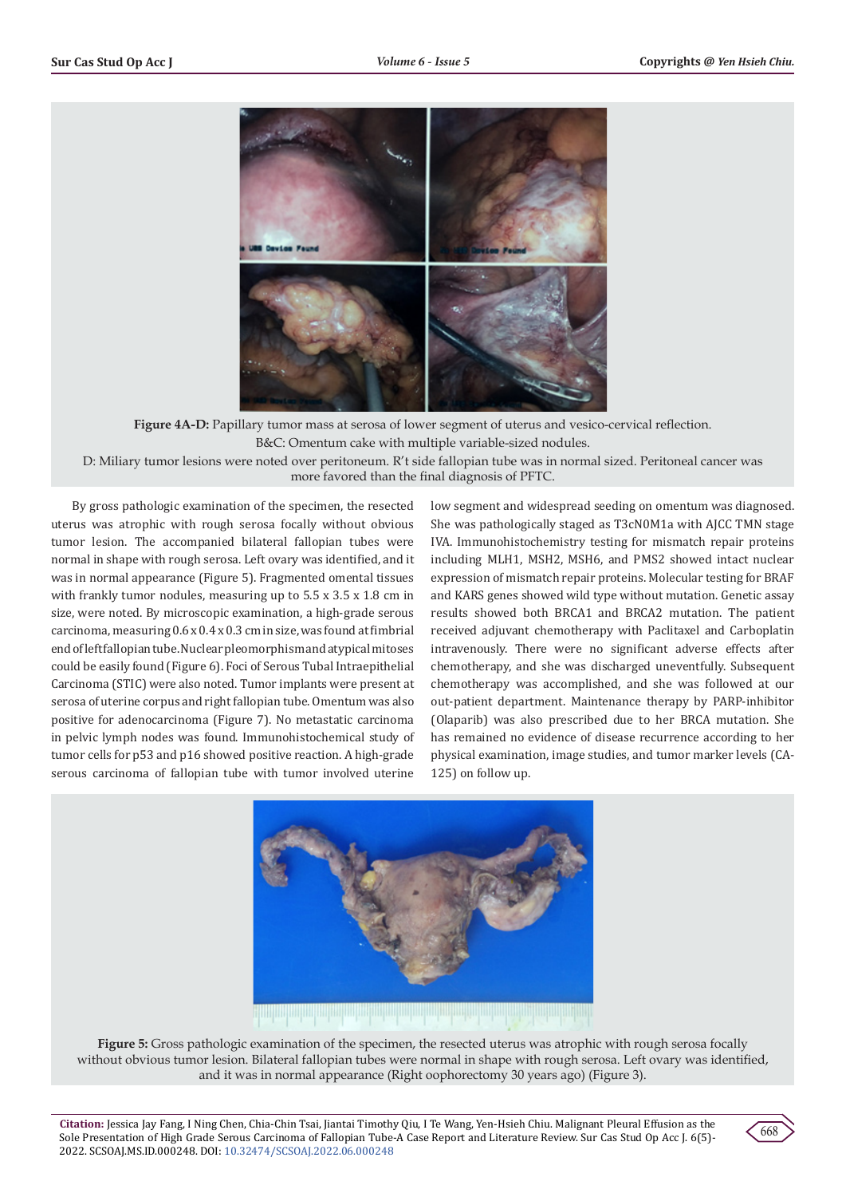Figure 4A-D: Papillary tumor mass at serosa of lower segment of uterus and vesico-cervical reflection. B&C: Omentum cake with multiple variable-sized nodules. D: Miliary tumor lesions were noted over peritoneum. R't side fallopian tube was in normal sized. Peritoneal cancer was more favored than the final diagnosis of PFTC.

By gross pathologic examination of the specimen, the resected uterus was atrophic with rough serosa focally without obvious tumor lesion. The accompanied bilateral fallopian tubes were normal in shape with rough serosa. Left ovary was identified, and it was in normal appearance (Figure 5). Fragmented omental tissues with frankly tumor nodules, measuring up to 5.5 x 3.5 x 1.8 cm in size, were noted. By microscopic examination, a high-grade serous carcinoma, measuring 0.6 x 0.4 x 0.3 cm in size, was found at fimbrial end of left fallopian tube. Nuclear pleomorphism and atypical mitoses could be easily found (Figure 6). Foci of Serous Tubal Intraepithelial Carcinoma (STIC) were also noted. Tumor implants were present at serosa of uterine corpus and right fallopian tube. Omentum was also positive for adenocarcinoma (Figure 7). No metastatic carcinoma in pelvic lymph nodes was found. Immunohistochemical study of tumor cells for p53 and p16 showed positive reaction. A high-grade serous carcinoma of fallopian tube with tumor involved uterine low segment and widespread seeding on omentum was diagnosed. She was pathologically staged as T3cN0M1a with AJCC TMN stage IVA. Immunohistochemistry testing for mismatch repair proteins including MLH1, MSH2, MSH6, and PMS2 showed intact nuclear expression of mismatch repair proteins. Molecular testing for BRAF and KARS genes showed wild type without mutation. Genetic assay results showed both BRCA1 and BRCA2 mutation. The patient received adjuvant chemotherapy with Paclitaxel and Carboplatin intravenously. There were no significant adverse effects after chemotherapy, and she was discharged uneventfully. Subsequent chemotherapy was accomplished, and she was followed at our out-patient department. Maintenance therapy by PARP-inhibitor (Olaparib) was also prescribed due to her BRCA mutation. She has remained no evidence of disease recurrence according to her physical examination, image studies, and tumor marker levels (CA-125) on follow up.

**Figure 5:** Gross pathologic examination of the specimen, the resected uterus was atrophic with rough serosa focally without obvious tumor lesion. Bilateral fallopian tubes were normal in shape with rough serosa. Left ovary was identified, and it was in normal appearance (Right oophorectomy 30 years ago) (Figure 3).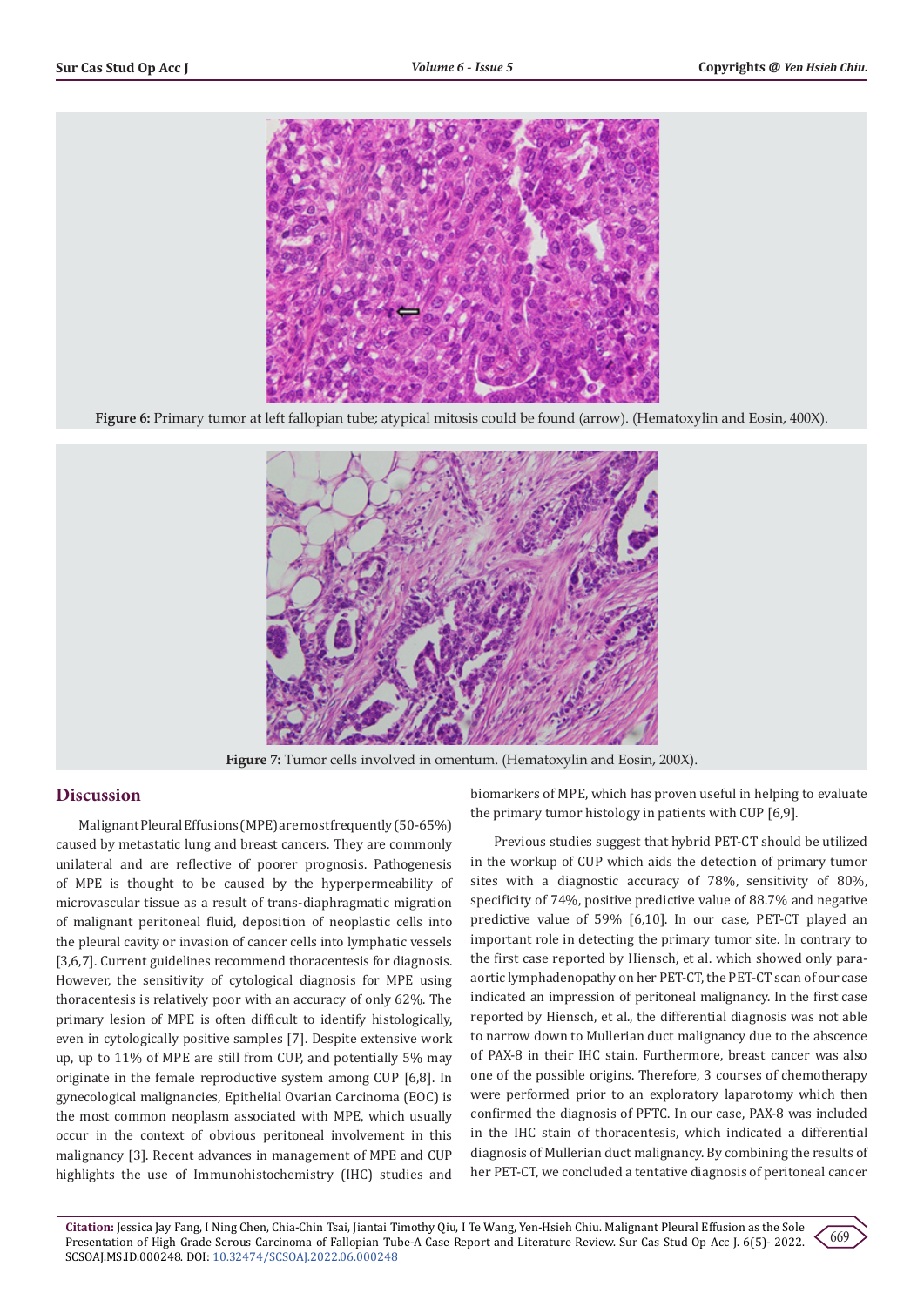Figure 6: Primary tumor at left fallopian tube; atypical mitosis could be found (arrow). (Hematoxylin and Eosin, 400X).

Figure 7: Tumor cells involved in omentum. (Hematoxylin and Eosin, 200X).

## Discussion

Malignant Pleural Effusions (MPE) are most frequently (50-65%) caused by metastatic lung and breast cancers. They are commonly unilateral and are reflective of poorer prognosis. Pathogenesis of MPE is thought to be caused by the hyperpermeability of microvascular tissue as a result of trans-diaphragmatic migration of malignant peritoneal fluid, deposition of neoplastic cells into the pleural cavity or invasion of cancer cells into lymphatic vessels [3,6,7]. Current guidelines recommend thoracentesis for diagnosis. However, the sensitivity of cytological diagnosis for MPE using thoracentesis is relatively poor with an accuracy of only 62%. The primary lesion of MPE is often difficult to identify histologically, even in cytologically positive samples [7]. Despite extensive work up, up to 11% of MPE are still from CUP, and potentially 5% may originate in the female reproductive system among CUP [6,8]. In gynecological malignancies, Epithelial Ovarian Carcinoma (EOC) is the most common neoplasm associated with MPE, which usually occur in the context of obvious peritoneal involvement in this malignancy [3]. Recent advances in management of MPE and CUP highlights the use of Immunohistochemistry (IHC) studies and biomarkers of MPE, which has proven useful in helping to evaluate the primary tumor histology in patients with CUP [6,9].

Previous studies suggest that hybrid PET-CT should be utilized in the workup of CUP which aids the detection of primary tumor sites with a diagnostic accuracy of 78%, sensitivity of 80%, specificity of 74%, positive predictive value of 88.7% and negative predictive value of 59% [6,10]. In our case, PET-CT played an important role in detecting the primary tumor site. In contrary to the first case reported by Hiensch, et al. which showed only para-aortic lymphadenopathy on her PET-CT, the PET-CT scan of our case indicated an impression of peritoneal malignancy. In the first case reported by Hiensch, et al., the differential diagnosis was not able to narrow down to Mullerian duct malignancy due to the abscence of PAX-8 in their IHC stain. Furthermore, breast cancer was also one of the possible origins. Therefore, 3 courses of chemotherapy were performed prior to an exploratory laparotomy which then confirmed the diagnosis of PFTC. In our case, PAX-8 was included in the IHC stain of thoracentesis, which indicated a differential diagnosis of Mullerian duct malignancy. By combining the results of her PET-CT, we concluded a tentative diagnosis of peritoneal cancer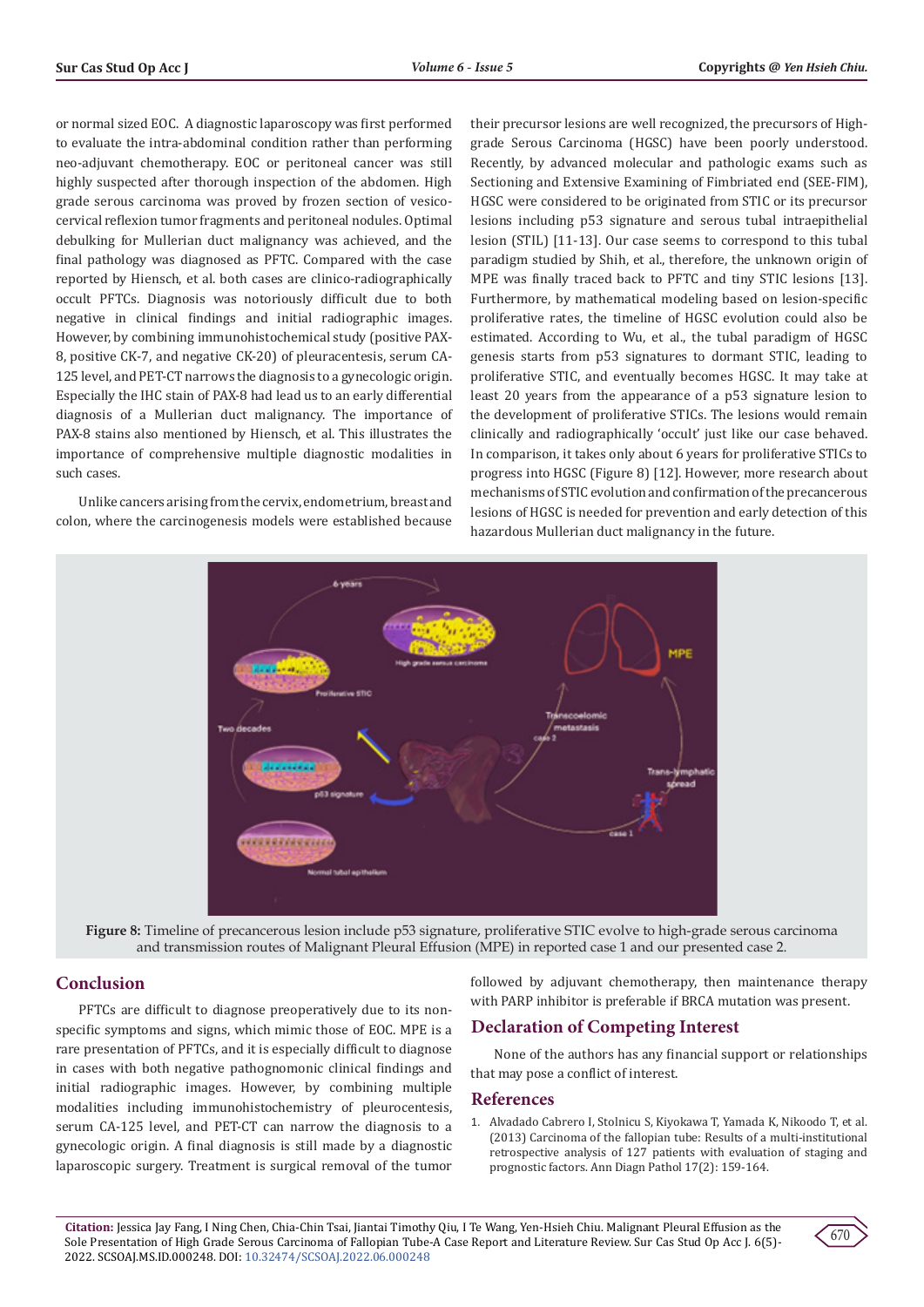or normal sized EOC. A diagnostic laparoscopy was first performed to evaluate the intra-abdominal condition rather than performing neo-adjuvant chemotherapy. EOC or peritoneal cancer was still highly suspected after thorough inspection of the abdomen. High grade serous carcinoma was proved by frozen section of vesico-cervical reflexion tumor fragments and peritoneal nodules. Optimal debulking for Mullerian duct malignancy was achieved, and the final pathology was diagnosed as PFTC. Compared with the case reported by Hiensch, et al. both cases are clinico-radiographically occult PFTCs. Diagnosis was notoriously difficult due to both negative in clinical findings and initial radiographic images. However, by combining immunohistochemical study (positive PAX-8, positive CK-7, and negative CK-20) of pleuracentesis, serum CA-125 level, and PET-CT narrows the diagnosis to a gynecologic origin. Especially the IHC stain of PAX-8 had lead us to an early differential diagnosis of a Mullerian duct malignancy. The importance of PAX-8 stains also mentioned by Hiensch, et al. This illustrates the importance of comprehensive multiple diagnostic modalities in such cases.

Unlike cancers arising from the cervix, endometrium, breast and colon, where the carcinogenesis models were established because their precursor lesions are well recognized, the precursors of High-grade Serous Carcinoma (HGSC) have been poorly understood. Recently, by advanced molecular and pathologic exams such as Sectioning and Extensive Examining of Fimbriated end (SEE-FIM), HGSC were considered to be originated from STIC or its precursor lesions including p53 signature and serous tubal intraepithelial lesion (STIL) [11-13]. Our case seems to correspond to this tubal paradigm studied by Shih, et al., therefore, the unknown origin of MPE was finally traced back to PFTC and tiny STIC lesions [13]. Furthermore, by mathematical modeling based on lesion-specific proliferative rates, the timeline of HGSC evolution could also be estimated. According to Wu, et al., the tubal paradigm of HGSC genesis starts from p53 signatures to dormant STIC, leading to proliferative STIC, and eventually becomes HGSC. It may take at least 20 years from the appearance of a p53 signature lesion to the development of proliferative STICs. The lesions would remain clinically and radiographically 'occult' just like our case behaved. In comparison, it takes only about 6 years for proliferative STICs to progress into HGSC (Figure 8) [12]. However, more research about mechanisms of STIC evolution and confirmation of the precancerous lesions of HGSC is needed for prevention and early detection of this hazardous Mullerian duct malignancy in the future.

**Figure 8:** Timeline of precancerous lesion include p53 signature, proliferative STIC evolve to high-grade serous carcinoma and transmission routes of Malignant Pleural Effusion (MPE) in reported case 1 and our presented case 2.

## Conclusion

PFTCs are difficult to diagnose preoperatively due to its non-specific symptoms and signs, which mimic those of EOC. MPE is a rare presentation of PFTCs, and it is especially difficult to diagnose in cases with both negative pathognomonic clinical findings and initial radiographic images. However, by combining multiple modalities including immunohistochemistry of pleurocentesis, serum CA-125 level, and PET-CT can narrow the diagnosis to a gynecologic origin. A final diagnosis is still made by a diagnostic laparoscopic surgery. Treatment is surgical removal of the tumor followed by adjuvant chemotherapy, then maintenance therapy with PARP inhibitor is preferable if BRCA mutation was present.

## Declaration of Competing Interest

None of the authors has any financial support or relationships that may pose a conflict of interest.

## References

1. Alvadado Cabrero I, Stolnicu S, Kiyokawa T, Yamada K, Nikoodo T, et al. (2013) Carcinoma of the fallopian tube: Results of a multi-institutional retrospective analysis of 127 patients with evaluation of staging and prognostic factors. Ann Diagn Pathol 17(2): 159-164.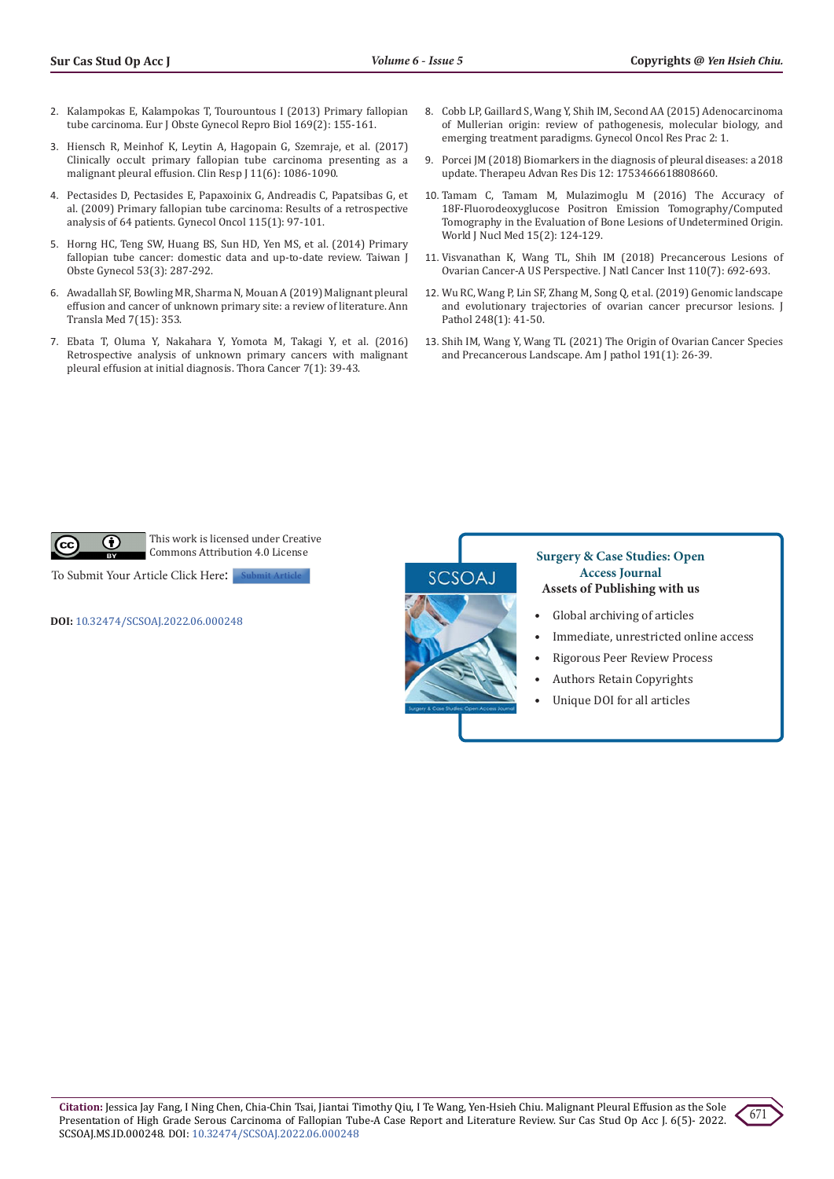2. Kalampokas E, Kalampokas T, Tourountous I (2013) Primary fallopian tube carcinoma. Eur J Obste Gynecol Repro Biol 169(2): 155-161.
3. Hiensch R, Meinhof K, Leytin A, Hagopain G, Szemraje, et al. (2017) Clinically occult primary fallopian tube carcinoma presenting as a malignant pleural effusion. Clin Resp J 11(6): 1086-1090.
4. Pectasides D, Pectasides E, Papaxoinix G, Andreadis C, Papatsibas G, et al. (2009) Primary fallopian tube carcinoma: Results of a retrospective analysis of 64 patients. Gynecol Oncol 115(1): 97-101.
5. Horng HC, Teng SW, Huang BS, Sun HD, Yen MS, et al. (2014) Primary fallopian tube cancer: domestic data and up-to-date review. Taiwan J Obste Gynecol 53(3): 287-292.
6. Awadallah SF, Bowling MR, Sharma N, Mouan A (2019) Malignant pleural effusion and cancer of unknown primary site: a review of literature. Ann Transla Med 7(15): 353.
7. Ebata T, Oluma Y, Nakahara Y, Yomota M, Takagi Y, et al. (2016) Retrospective analysis of unknown primary cancers with malignant pleural effusion at initial diagnosis. Thora Cancer 7(1): 39-43.
8. Cobb LP, Gaillard S, Wang Y, Shih IM, Second AA (2015) Adenocarcinoma of Mullerian origin: review of pathogenesis, molecular biology, and emerging treatment paradigms. Gynecol Oncol Res Prac 2: 1.
9. Porcei JM (2018) Biomarkers in the diagnosis of pleural diseases: a 2018 update. Therapeu Advan Res Dis 12: 1753466618808660.
10. Tamam C, Tamam M, Mulazimoglu M (2016) The Accuracy of 18F-Fluorodeoxyglucose Positron Emission Tomography/Computed Tomography in the Evaluation of Bone Lesions of Undetermined Origin. World J Nucl Med 15(2): 124-129.
11. Visvanathan K, Wang TL, Shih IM (2018) Precancerous Lesions of Ovarian Cancer-A US Perspective. J Natl Cancer Inst 110(7): 692-693.
12. Wu RC, Wang P, Lin SF, Zhang M, Song Q, et al. (2019) Genomic landscape and evolutionary trajectories of ovarian cancer precursor lesions. J Pathol 248(1): 41-50.
13. Shih IM, Wang Y, Wang TL (2021) The Origin of Ovarian Cancer Species and Precancerous Landscape. Am J pathol 191(1): 26-39.

This work is licensed under Creative Commons Attribution 4.0 License

To Submit Your Article Click Here: Submit Article

**DOI:** 10.32474/SCSOAJ.2022.06.000248

**Surgery & Case Studies: Open Access Journal**

**Assets of Publishing with us**

- Global archiving of articles
- Immediate, unrestricted online access
- Rigorous Peer Review Process
- Authors Retain Copyrights
- Unique DOI for all articles

**Citation:** Jessica Jay Fang, I Ning Chen, Chia-Chin Tsai, Jiantai Timothy Qiu, I Te Wang, Yen-Hsieh Chiu. Malignant Pleural Effusion as the Sole Presentation of High Grade Serous Carcinoma of Fallopian Tube-A Case Report and Literature Review. Sur Cas Stud Op Acc J. 6(5)- 2022. SCSOAJ.MS.ID.000248. DOI: 10.32474/SCSOAJ.2022.06.000248